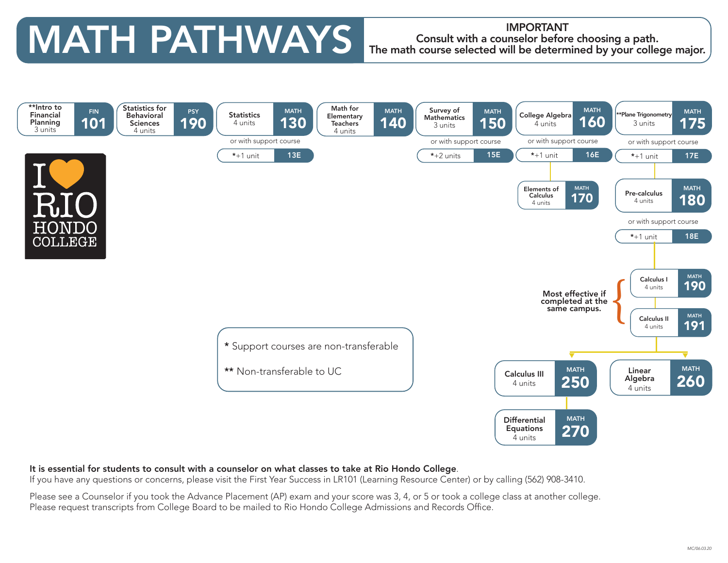# MATH PATHWAYS

**IMPORTANT**
**Consult with a counselor before choosing a path.**
**The math course selected will be determined by your college major.**

- **FIN 101** – **Intro to Financial Planning, 3 units
- **PSY 190** – Statistics for Behavioral Sciences, 4 units
- **MATH 130** – Statistics, 4 units
  - or with support course **13E** – *+1 unit
- **MATH 140** – Math for Elementary Teachers, 4 units
- **MATH 150** – Survey of Mathematics, 3 units
  - or with support course **15E** – *+2 units
- **MATH 160** – College Algebra, 4 units
  - or with support course **16E** – *+1 unit
  - **MATH 170** – Elements of Calculus, 4 units
- **MATH 175** – **Plane Trigonometry, 3 units
  - or with support course **17E** – *+1 unit
  - **MATH 180** – Pre-calculus, 4 units
    - or with support course **18E** – *+1 unit
    - **MATH 190** – Calculus I, 4 units
    - **MATH 191** – Calculus II, 4 units
      - Most effective if completed at the same campus. (MATH 190 and MATH 191)
      - **MATH 250** – Calculus III, 4 units
        - **MATH 270** – Differential Equations, 4 units
      - **MATH 260** – Linear Algebra, 4 units

\* Support courses are non-transferable

\** Non-transferable to UC

**It is essential for students to consult with a counselor on what classes to take at Rio Hondo College**.
If you have any questions or concerns, please visit the First Year Success in LR101 (Learning Resource Center) or by calling (562) 908-3410.

Please see a Counselor if you took the Advance Placement (AP) exam and your score was 3, 4, or 5 or took a college class at another college. Please request transcripts from College Board to be mailed to Rio Hondo College Admissions and Records Office.

MC/06.03.20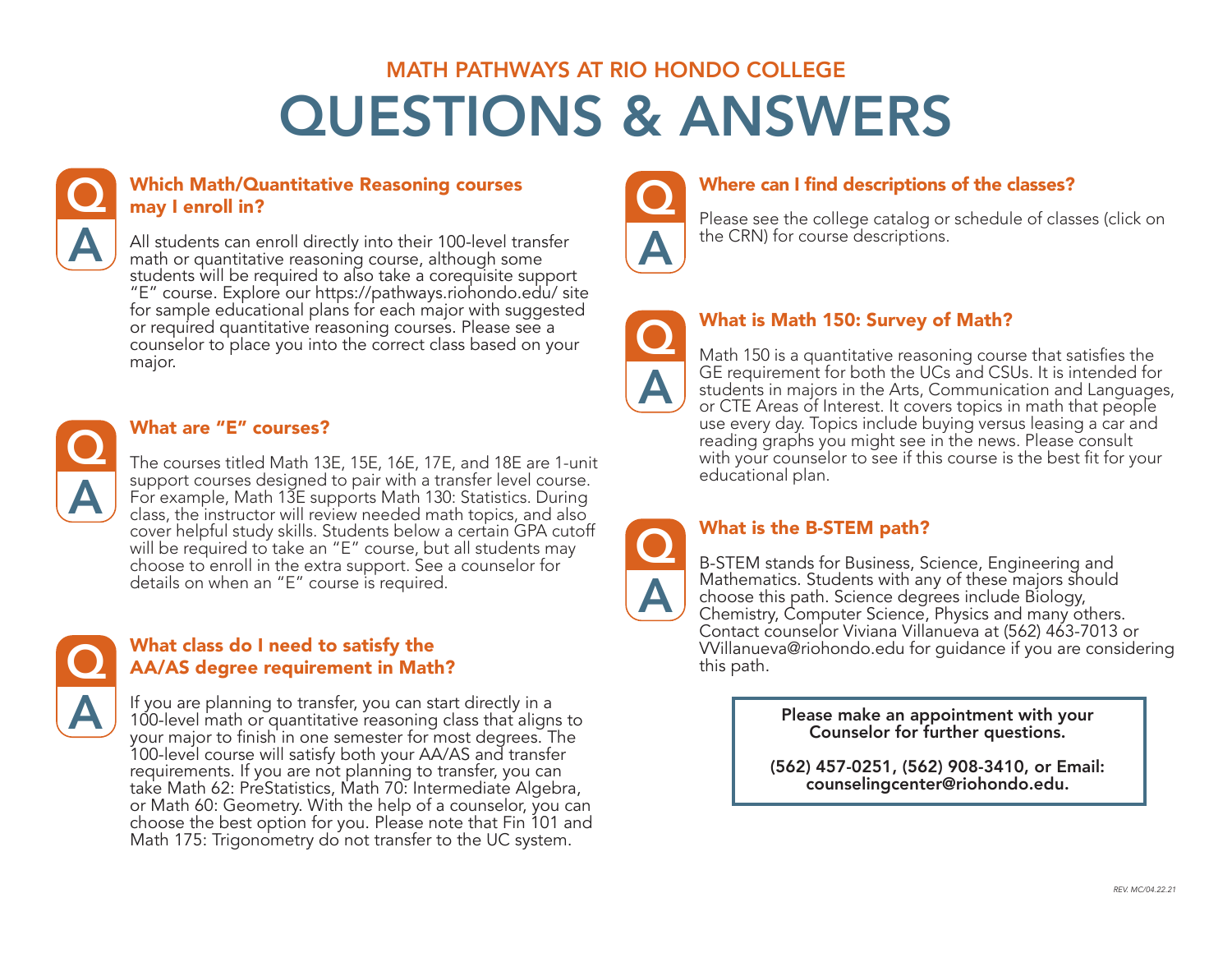MATH PATHWAYS AT RIO HONDO COLLEGE

# QUESTIONS & ANSWERS

### Which Math/Quantitative Reasoning courses may I enroll in?

All students can enroll directly into their 100-level transfer math or quantitative reasoning course, although some students will be required to also take a corequisite support "E" course. Explore our https://pathways.riohondo.edu/ site for sample educational plans for each major with suggested or required quantitative reasoning courses. Please see a counselor to place you into the correct class based on your major.

### What are "E" courses?

The courses titled Math 13E, 15E, 16E, 17E, and 18E are 1-unit support courses designed to pair with a transfer level course. For example, Math 13E supports Math 130: Statistics. During class, the instructor will review needed math topics, and also cover helpful study skills. Students below a certain GPA cutoff will be required to take an "E" course, but all students may choose to enroll in the extra support. See a counselor for details on when an "E" course is required.

### What class do I need to satisfy the AA/AS degree requirement in Math?

If you are planning to transfer, you can start directly in a 100-level math or quantitative reasoning class that aligns to your major to finish in one semester for most degrees. The 100-level course will satisfy both your AA/AS and transfer requirements. If you are not planning to transfer, you can take Math 62: PreStatistics, Math 70: Intermediate Algebra, or Math 60: Geometry. With the help of a counselor, you can choose the best option for you. Please note that Fin 101 and Math 175: Trigonometry do not transfer to the UC system.

### Where can I find descriptions of the classes?

Please see the college catalog or schedule of classes (click on the CRN) for course descriptions.

### What is Math 150: Survey of Math?

Math 150 is a quantitative reasoning course that satisfies the GE requirement for both the UCs and CSUs. It is intended for students in majors in the Arts, Communication and Languages, or CTE Areas of Interest. It covers topics in math that people use every day. Topics include buying versus leasing a car and reading graphs you might see in the news. Please consult with your counselor to see if this course is the best fit for your educational plan.

### What is the B-STEM path?

B-STEM stands for Business, Science, Engineering and Mathematics. Students with any of these majors should choose this path. Science degrees include Biology, Chemistry, Computer Science, Physics and many others. Contact counselor Viviana Villanueva at (562) 463-7013 or VVillanueva@riohondo.edu for guidance if you are considering this path.

**Please make an appointment with your Counselor for further questions.**

**(562) 457-0251, (562) 908-3410, or Email: counselingcenter@riohondo.edu.**

*REV. MC/04.22.21*